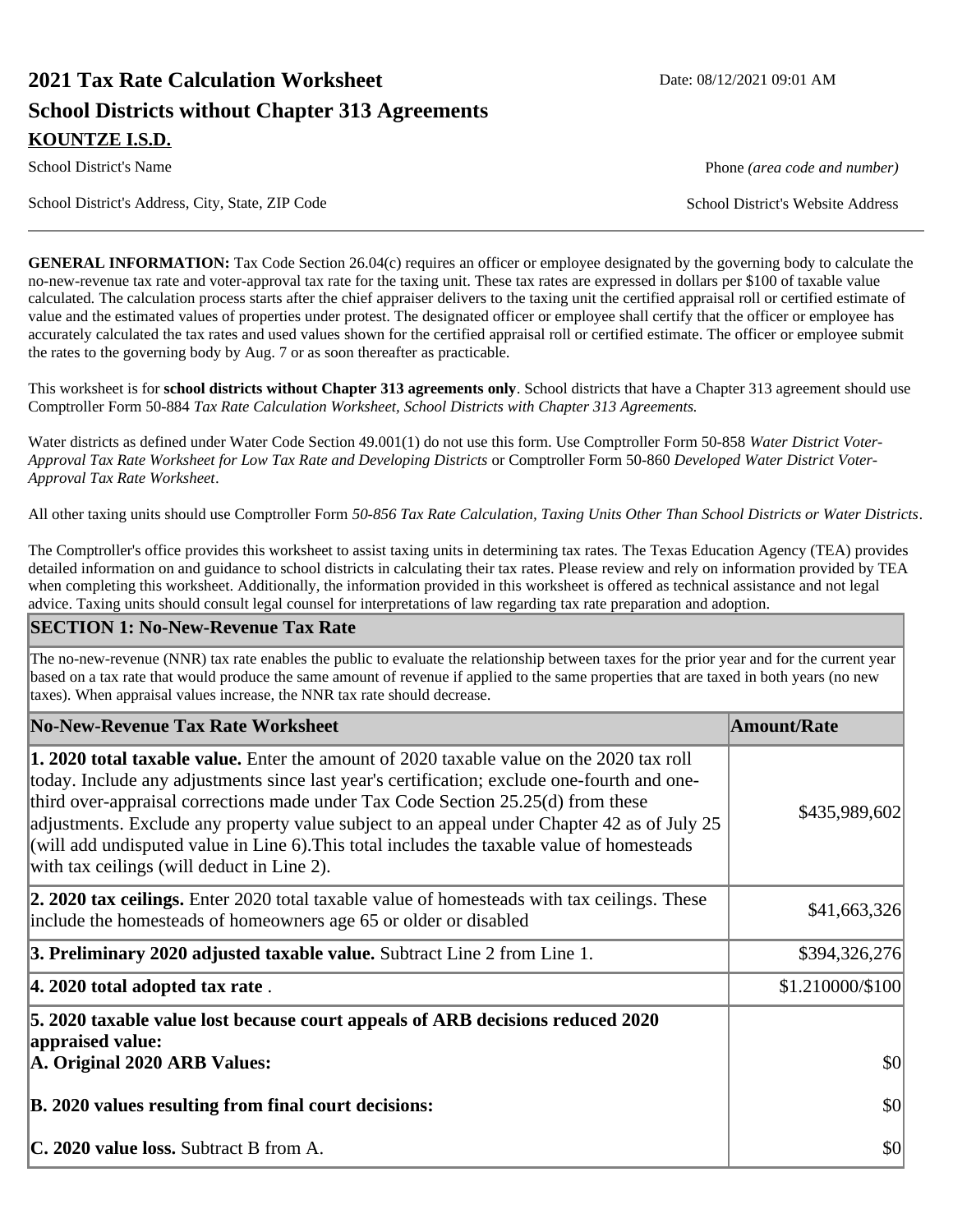# 2021 Tax Rate Calculation Worksheet

Date: 08/12/2021 09:01 AM

## School Districts without Chapter 313 Agreements

**KOUNTZE I.S.D.**

School District's Name | Phone *(area code and number)*

School District's Address, City, State, ZIP Code | School District's Website Address

---

**GENERAL INFORMATION:** Tax Code Section 26.04(c) requires an officer or employee designated by the governing body to calculate the no-new-revenue tax rate and voter-approval tax rate for the taxing unit. These tax rates are expressed in dollars per $100 of taxable value calculated. The calculation process starts after the chief appraiser delivers to the taxing unit the certified appraisal roll or certified estimate of value and the estimated values of properties under protest. The designated officer or employee shall certify that the officer or employee has accurately calculated the tax rates and used values shown for the certified appraisal roll or certified estimate. The officer or employee submit the rates to the governing body by Aug. 7 or as soon thereafter as practicable.

This worksheet is for **school districts without Chapter 313 agreements only**. School districts that have a Chapter 313 agreement should use Comptroller Form 50-884 *Tax Rate Calculation Worksheet, School Districts with Chapter 313 Agreements.*

Water districts as defined under Water Code Section 49.001(1) do not use this form. Use Comptroller Form 50-858 *Water District Voter-Approval Tax Rate Worksheet for Low Tax Rate and Developing Districts* or Comptroller Form 50-860 *Developed Water District Voter-Approval Tax Rate Worksheet*.

All other taxing units should use Comptroller Form *50-856 Tax Rate Calculation, Taxing Units Other Than School Districts or Water Districts*.

The Comptroller's office provides this worksheet to assist taxing units in determining tax rates. The Texas Education Agency (TEA) provides detailed information on and guidance to school districts in calculating their tax rates. Please review and rely on information provided by TEA when completing this worksheet. Additionally, the information provided in this worksheet is offered as technical assistance and not legal advice. Taxing units should consult legal counsel for interpretations of law regarding tax rate preparation and adoption.

## SECTION 1: No-New-Revenue Tax Rate

The no-new-revenue (NNR) tax rate enables the public to evaluate the relationship between taxes for the prior year and for the current year based on a tax rate that would produce the same amount of revenue if applied to the same properties that are taxed in both years (no new taxes). When appraisal values increase, the NNR tax rate should decrease.

| No-New-Revenue Tax Rate Worksheet | Amount/Rate |
|---|---|
| **1. 2020 total taxable value.** Enter the amount of 2020 taxable value on the 2020 tax roll today. Include any adjustments since last year's certification; exclude one-fourth and one-third over-appraisal corrections made under Tax Code Section 25.25(d) from these adjustments. Exclude any property value subject to an appeal under Chapter 42 as of July 25 (will add undisputed value in Line 6).This total includes the taxable value of homesteads with tax ceilings (will deduct in Line 2). | $435,989,602 |
| **2. 2020 tax ceilings.** Enter 2020 total taxable value of homesteads with tax ceilings. These include the homesteads of homeowners age 65 or older or disabled | $41,663,326 |
| **3. Preliminary 2020 adjusted taxable value.** Subtract Line 2 from Line 1. | $394,326,276 |
| **4. 2020 total adopted tax rate** . | $1.210000/$100 |
| **5. 2020 taxable value lost because court appeals of ARB decisions reduced 2020 appraised value:** | |
| **A. Original 2020 ARB Values:** | $0 |
| **B. 2020 values resulting from final court decisions:** | $0 |
| **C. 2020 value loss.** Subtract B from A. | $0 |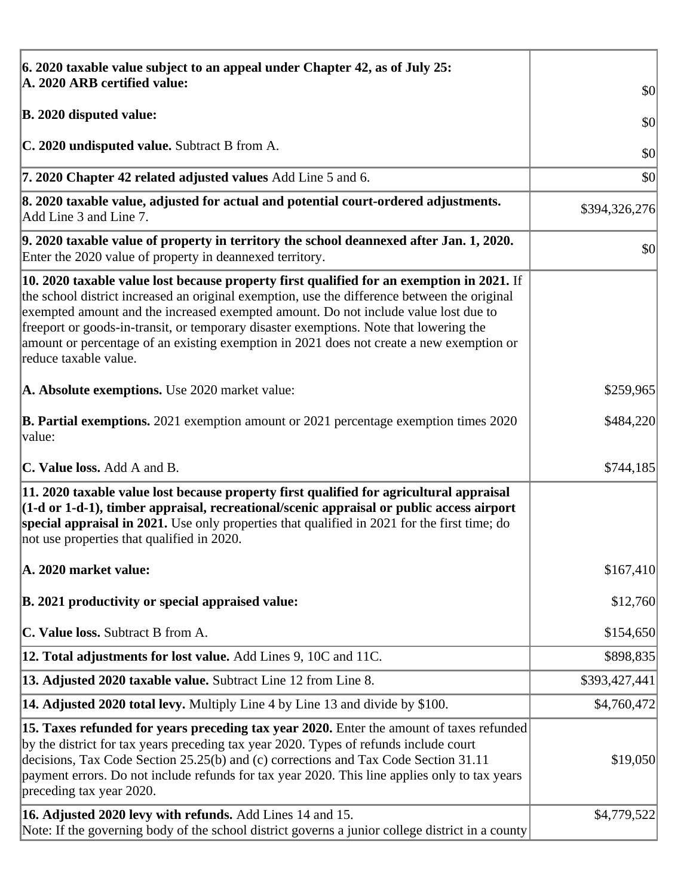| | |
|---|---|
| **6. 2020 taxable value subject to an appeal under Chapter 42, as of July 25:**<br>**A. 2020 ARB certified value:** | $0 |
| **B. 2020 disputed value:** | $0 |
| **C. 2020 undisputed value.** Subtract B from A. | $0 |
| **7. 2020 Chapter 42 related adjusted values** Add Line 5 and 6. | $0 |
| **8. 2020 taxable value, adjusted for actual and potential court-ordered adjustments.** Add Line 3 and Line 7. | $394,326,276 |
| **9. 2020 taxable value of property in territory the school deannexed after Jan. 1, 2020.** Enter the 2020 value of property in deannexed territory. | $0 |
| **10. 2020 taxable value lost because property first qualified for an exemption in 2021.** If the school district increased an original exemption, use the difference between the original exempted amount and the increased exempted amount. Do not include value lost due to freeport or goods-in-transit, or temporary disaster exemptions. Note that lowering the amount or percentage of an existing exemption in 2021 does not create a new exemption or reduce taxable value. | |
| **A. Absolute exemptions.** Use 2020 market value: | $259,965 |
| **B. Partial exemptions.** 2021 exemption amount or 2021 percentage exemption times 2020 value: | $484,220 |
| **C. Value loss.** Add A and B. | $744,185 |
| **11. 2020 taxable value lost because property first qualified for agricultural appraisal (1-d or 1-d-1), timber appraisal, recreational/scenic appraisal or public access airport special appraisal in 2021.** Use only properties that qualified in 2021 for the first time; do not use properties that qualified in 2020. | |
| **A. 2020 market value:** | $167,410 |
| **B. 2021 productivity or special appraised value:** | $12,760 |
| **C. Value loss.** Subtract B from A. | $154,650 |
| **12. Total adjustments for lost value.** Add Lines 9, 10C and 11C. | $898,835 |
| **13. Adjusted 2020 taxable value.** Subtract Line 12 from Line 8. | $393,427,441 |
| **14. Adjusted 2020 total levy.** Multiply Line 4 by Line 13 and divide by $100. | $4,760,472 |
| **15. Taxes refunded for years preceding tax year 2020.** Enter the amount of taxes refunded by the district for tax years preceding tax year 2020. Types of refunds include court decisions, Tax Code Section 25.25(b) and (c) corrections and Tax Code Section 31.11 payment errors. Do not include refunds for tax year 2020. This line applies only to tax years preceding tax year 2020. | $19,050 |
| **16. Adjusted 2020 levy with refunds.** Add Lines 14 and 15.<br>Note: If the governing body of the school district governs a junior college district in a county | $4,779,522 |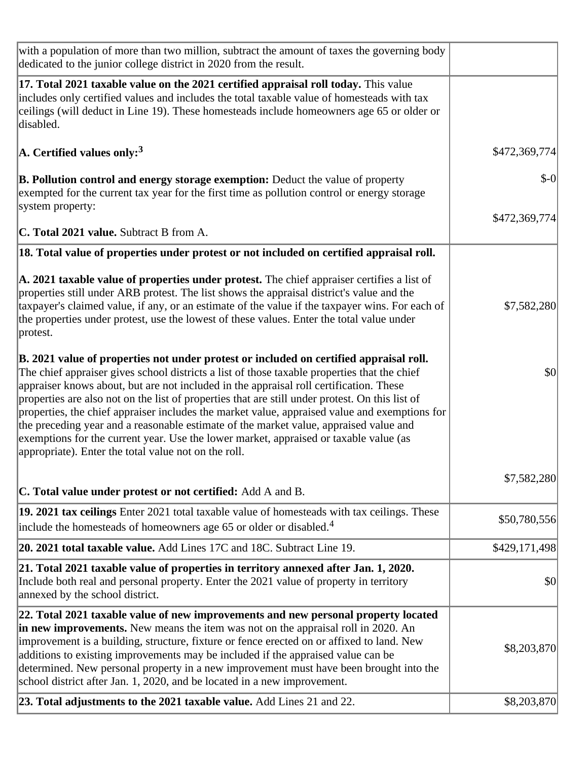| | |
|---|---|
| with a population of more than two million, subtract the amount of taxes the governing body dedicated to the junior college district in 2020 from the result. | |
| **17. Total 2021 taxable value on the 2021 certified appraisal roll today.** This value includes only certified values and includes the total taxable value of homesteads with tax ceilings (will deduct in Line 19). These homesteads include homeowners age 65 or older or disabled.<br><br>**A. Certified values only:**[3]<br><br>**B. Pollution control and energy storage exemption:** Deduct the value of property exempted for the current tax year for the first time as pollution control or energy storage system property:<br><br>**C. Total 2021 value.** Subtract B from A. | <br><br><br><br>$472,369,774<br><br>$-0<br><br><br>$472,369,774 |
| **18. Total value of properties under protest or not included on certified appraisal roll.**<br><br>**A. 2021 taxable value of properties under protest.** The chief appraiser certifies a list of properties still under ARB protest. The list shows the appraisal district's value and the taxpayer's claimed value, if any, or an estimate of the value if the taxpayer wins. For each of the properties under protest, use the lowest of these values. Enter the total value under protest.<br><br>**B. 2021 value of properties not under protest or included on certified appraisal roll.** The chief appraiser gives school districts a list of those taxable properties that the chief appraiser knows about, but are not included in the appraisal roll certification. These properties are also not on the list of properties that are still under protest. On this list of properties, the chief appraiser includes the market value, appraised value and exemptions for the preceding year and a reasonable estimate of the market value, appraised value and exemptions for the current year. Use the lower market, appraised or taxable value (as appropriate). Enter the total value not on the roll.<br><br>**C. Total value under protest or not certified:** Add A and B. | <br><br><br>$7,582,280<br><br><br><br>$0<br><br><br><br><br><br><br>$7,582,280 |
| **19. 2021 tax ceilings** Enter 2021 total taxable value of homesteads with tax ceilings. These include the homesteads of homeowners age 65 or older or disabled.[4] | $50,780,556 |
| **20. 2021 total taxable value.** Add Lines 17C and 18C. Subtract Line 19. | $429,171,498 |
| **21. Total 2021 taxable value of properties in territory annexed after Jan. 1, 2020.** Include both real and personal property. Enter the 2021 value of property in territory annexed by the school district. | $0 |
| **22. Total 2021 taxable value of new improvements and new personal property located in new improvements.** New means the item was not on the appraisal roll in 2020. An improvement is a building, structure, fixture or fence erected on or affixed to land. New additions to existing improvements may be included if the appraised value can be determined. New personal property in a new improvement must have been brought into the school district after Jan. 1, 2020, and be located in a new improvement. | $8,203,870 |
| **23. Total adjustments to the 2021 taxable value.** Add Lines 21 and 22. | $8,203,870 |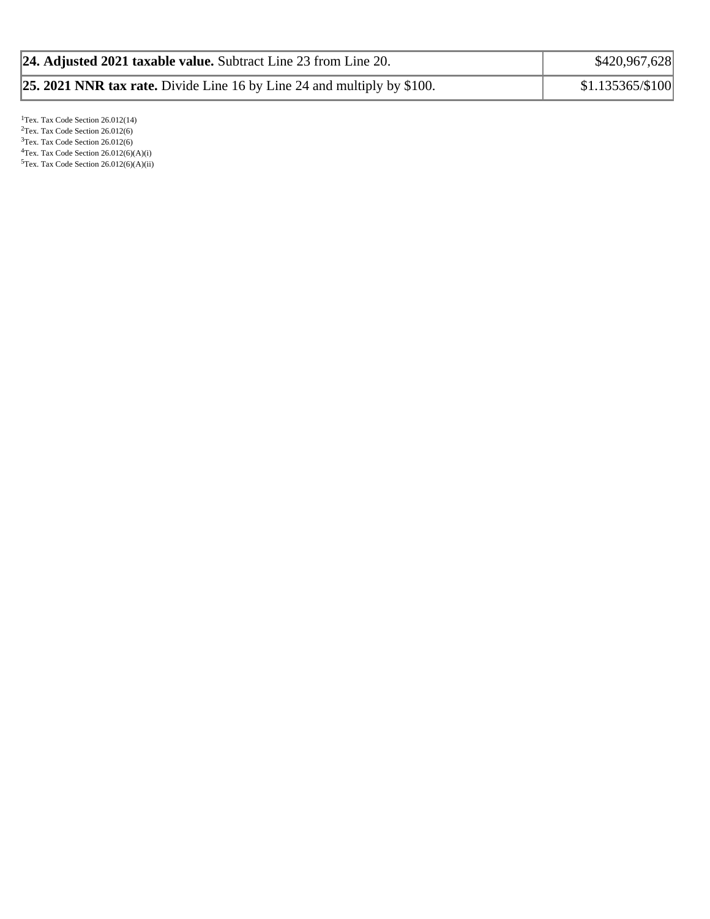| | |
|---|---|
| **24. Adjusted 2021 taxable value.** Subtract Line 23 from Line 20. | $420,967,628 |
| **25. 2021 NNR tax rate.** Divide Line 16 by Line 24 and multiply by $100. | $1.135365/$100 |

[1]Tex. Tax Code Section 26.012(14)
[2]Tex. Tax Code Section 26.012(6)
[3]Tex. Tax Code Section 26.012(6)
[4]Tex. Tax Code Section 26.012(6)(A)(i)
[5]Tex. Tax Code Section 26.012(6)(A)(ii)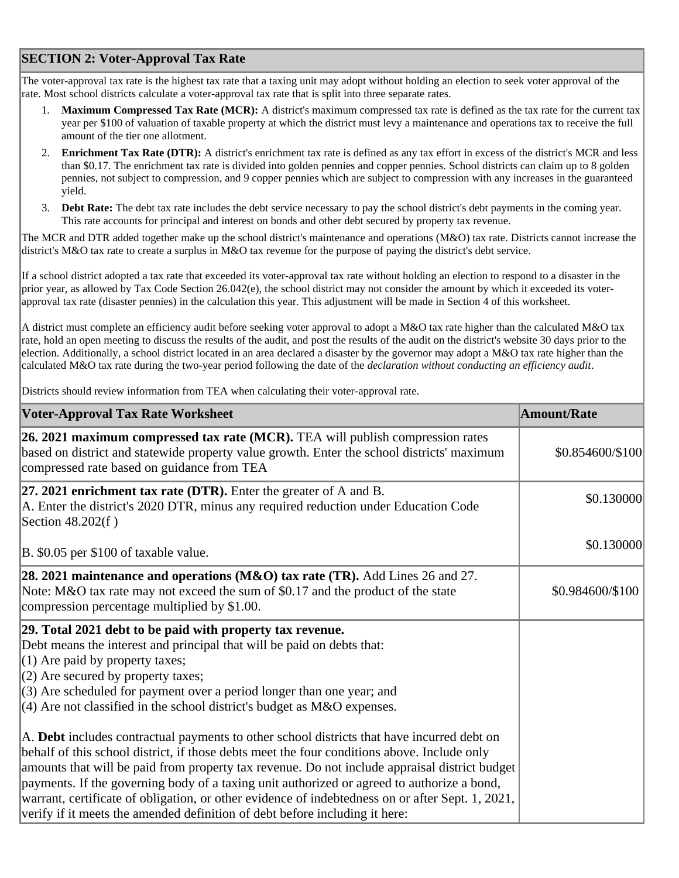## SECTION 2: Voter-Approval Tax Rate

The voter-approval tax rate is the highest tax rate that a taxing unit may adopt without holding an election to seek voter approval of the rate. Most school districts calculate a voter-approval tax rate that is split into three separate rates.

1. **Maximum Compressed Tax Rate (MCR):** A district's maximum compressed tax rate is defined as the tax rate for the current tax year per $100 of valuation of taxable property at which the district must levy a maintenance and operations tax to receive the full amount of the tier one allotment.
2. **Enrichment Tax Rate (DTR):** A district's enrichment tax rate is defined as any tax effort in excess of the district's MCR and less than $0.17. The enrichment tax rate is divided into golden pennies and copper pennies. School districts can claim up to 8 golden pennies, not subject to compression, and 9 copper pennies which are subject to compression with any increases in the guaranteed yield.
3. **Debt Rate:** The debt tax rate includes the debt service necessary to pay the school district's debt payments in the coming year. This rate accounts for principal and interest on bonds and other debt secured by property tax revenue.

The MCR and DTR added together make up the school district's maintenance and operations (M&O) tax rate. Districts cannot increase the district's M&O tax rate to create a surplus in M&O tax revenue for the purpose of paying the district's debt service.

If a school district adopted a tax rate that exceeded its voter-approval tax rate without holding an election to respond to a disaster in the prior year, as allowed by Tax Code Section 26.042(e), the school district may not consider the amount by which it exceeded its voter-approval tax rate (disaster pennies) in the calculation this year. This adjustment will be made in Section 4 of this worksheet.

A district must complete an efficiency audit before seeking voter approval to adopt a M&O tax rate higher than the calculated M&O tax rate, hold an open meeting to discuss the results of the audit, and post the results of the audit on the district's website 30 days prior to the election. Additionally, a school district located in an area declared a disaster by the governor may adopt a M&O tax rate higher than the calculated M&O tax rate during the two-year period following the date of the *declaration without conducting an efficiency audit*.

Districts should review information from TEA when calculating their voter-approval rate.

| Voter-Approval Tax Rate Worksheet | Amount/Rate |
|---|---|
| **26. 2021 maximum compressed tax rate (MCR).** TEA will publish compression rates based on district and statewide property value growth. Enter the school districts' maximum compressed rate based on guidance from TEA | $0.854600/$100 |
| **27. 2021 enrichment tax rate (DTR).** Enter the greater of A and B.<br>A. Enter the district's 2020 DTR, minus any required reduction under Education Code Section 48.202(f ) | $0.130000 |
| B. $0.05 per $100 of taxable value. | $0.130000 |
| **28. 2021 maintenance and operations (M&O) tax rate (TR).** Add Lines 26 and 27. Note: M&O tax rate may not exceed the sum of $0.17 and the product of the state compression percentage multiplied by $1.00. | $0.984600/$100 |
| **29. Total 2021 debt to be paid with property tax revenue.**<br>Debt means the interest and principal that will be paid on debts that:<br>(1) Are paid by property taxes;<br>(2) Are secured by property taxes;<br>(3) Are scheduled for payment over a period longer than one year; and<br>(4) Are not classified in the school district's budget as M&O expenses.<br><br>A. **Debt** includes contractual payments to other school districts that have incurred debt on behalf of this school district, if those debts meet the four conditions above. Include only amounts that will be paid from property tax revenue. Do not include appraisal district budget payments. If the governing body of a taxing unit authorized or agreed to authorize a bond, warrant, certificate of obligation, or other evidence of indebtedness on or after Sept. 1, 2021, verify if it meets the amended definition of debt before including it here: | |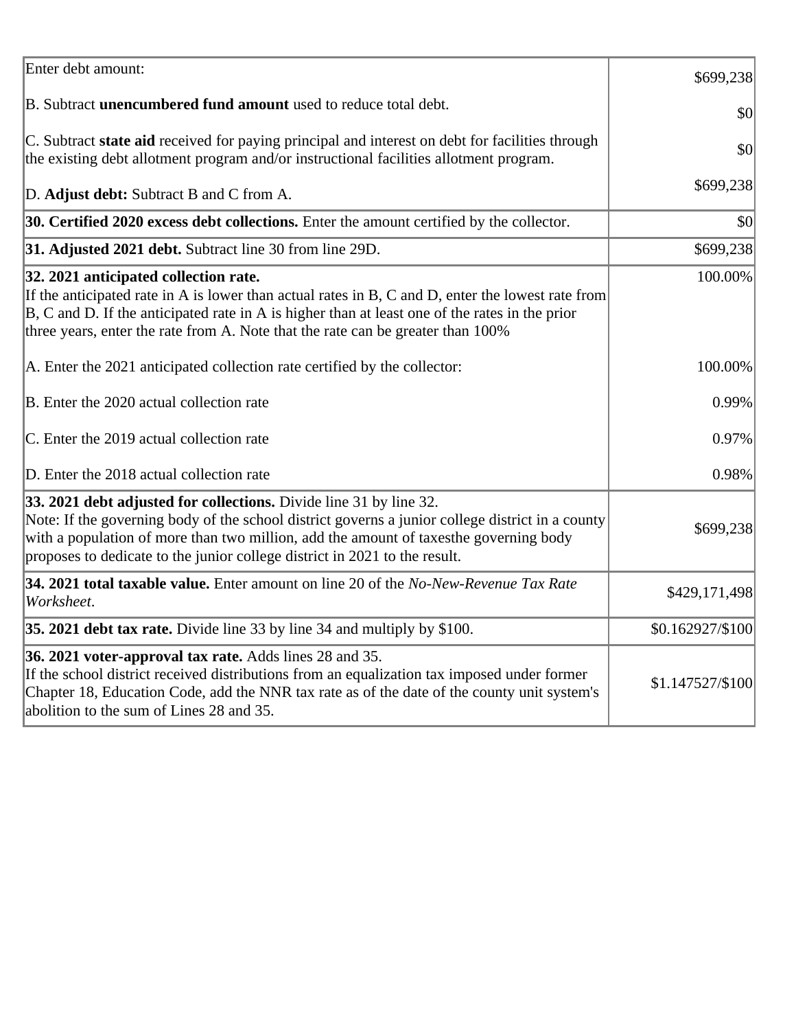| | |
|---|---|
| Enter debt amount:<br><br>B. Subtract **unencumbered fund amount** used to reduce total debt.<br><br>C. Subtract **state aid** received for paying principal and interest on debt for facilities through the existing debt allotment program and/or instructional facilities allotment program.<br><br>D. **Adjust debt:** Subtract B and C from A. | $699,238<br><br>$0<br><br>$0<br><br>$699,238 |
| **30. Certified 2020 excess debt collections.** Enter the amount certified by the collector. | $0 |
| **31. Adjusted 2021 debt.** Subtract line 30 from line 29D. | $699,238 |
| **32. 2021 anticipated collection rate.**<br>If the anticipated rate in A is lower than actual rates in B, C and D, enter the lowest rate from B, C and D. If the anticipated rate in A is higher than at least one of the rates in the prior three years, enter the rate from A. Note that the rate can be greater than 100%<br><br>A. Enter the 2021 anticipated collection rate certified by the collector:<br><br>B. Enter the 2020 actual collection rate<br><br>C. Enter the 2019 actual collection rate<br><br>D. Enter the 2018 actual collection rate | 100.00%<br><br><br><br>100.00%<br><br>0.99%<br><br>0.97%<br><br>0.98% |
| **33. 2021 debt adjusted for collections.** Divide line 31 by line 32.<br>Note: If the governing body of the school district governs a junior college district in a county with a population of more than two million, add the amount of taxesthe governing body proposes to dedicate to the junior college district in 2021 to the result. | $699,238 |
| **34. 2021 total taxable value.** Enter amount on line 20 of the *No-New-Revenue Tax Rate Worksheet*. | $429,171,498 |
| **35. 2021 debt tax rate.** Divide line 33 by line 34 and multiply by $100. | $0.162927/$100 |
| **36. 2021 voter-approval tax rate.** Adds lines 28 and 35.<br>If the school district received distributions from an equalization tax imposed under former Chapter 18, Education Code, add the NNR tax rate as of the date of the county unit system's abolition to the sum of Lines 28 and 35. | $1.147527/$100 |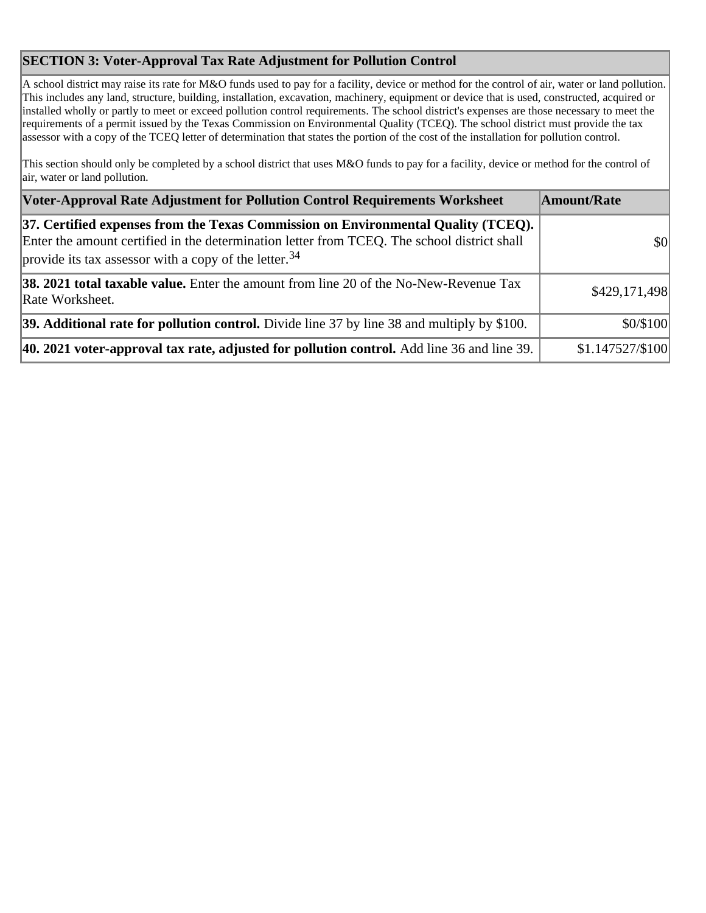## SECTION 3: Voter-Approval Tax Rate Adjustment for Pollution Control

A school district may raise its rate for M&O funds used to pay for a facility, device or method for the control of air, water or land pollution. This includes any land, structure, building, installation, excavation, machinery, equipment or device that is used, constructed, acquired or installed wholly or partly to meet or exceed pollution control requirements. The school district's expenses are those necessary to meet the requirements of a permit issued by the Texas Commission on Environmental Quality (TCEQ). The school district must provide the tax assessor with a copy of the TCEQ letter of determination that states the portion of the cost of the installation for pollution control.

This section should only be completed by a school district that uses M&O funds to pay for a facility, device or method for the control of air, water or land pollution.

| Voter-Approval Rate Adjustment for Pollution Control Requirements Worksheet | Amount/Rate |
|---|---|
| **37. Certified expenses from the Texas Commission on Environmental Quality (TCEQ).** Enter the amount certified in the determination letter from TCEQ. The school district shall provide its tax assessor with a copy of the letter.[34] | $0 |
| **38. 2021 total taxable value.** Enter the amount from line 20 of the No-New-Revenue Tax Rate Worksheet. | $429,171,498 |
| **39. Additional rate for pollution control.** Divide line 37 by line 38 and multiply by $100. | $0/$100 |
| **40. 2021 voter-approval tax rate, adjusted for pollution control.** Add line 36 and line 39. | $1.147527/$100 |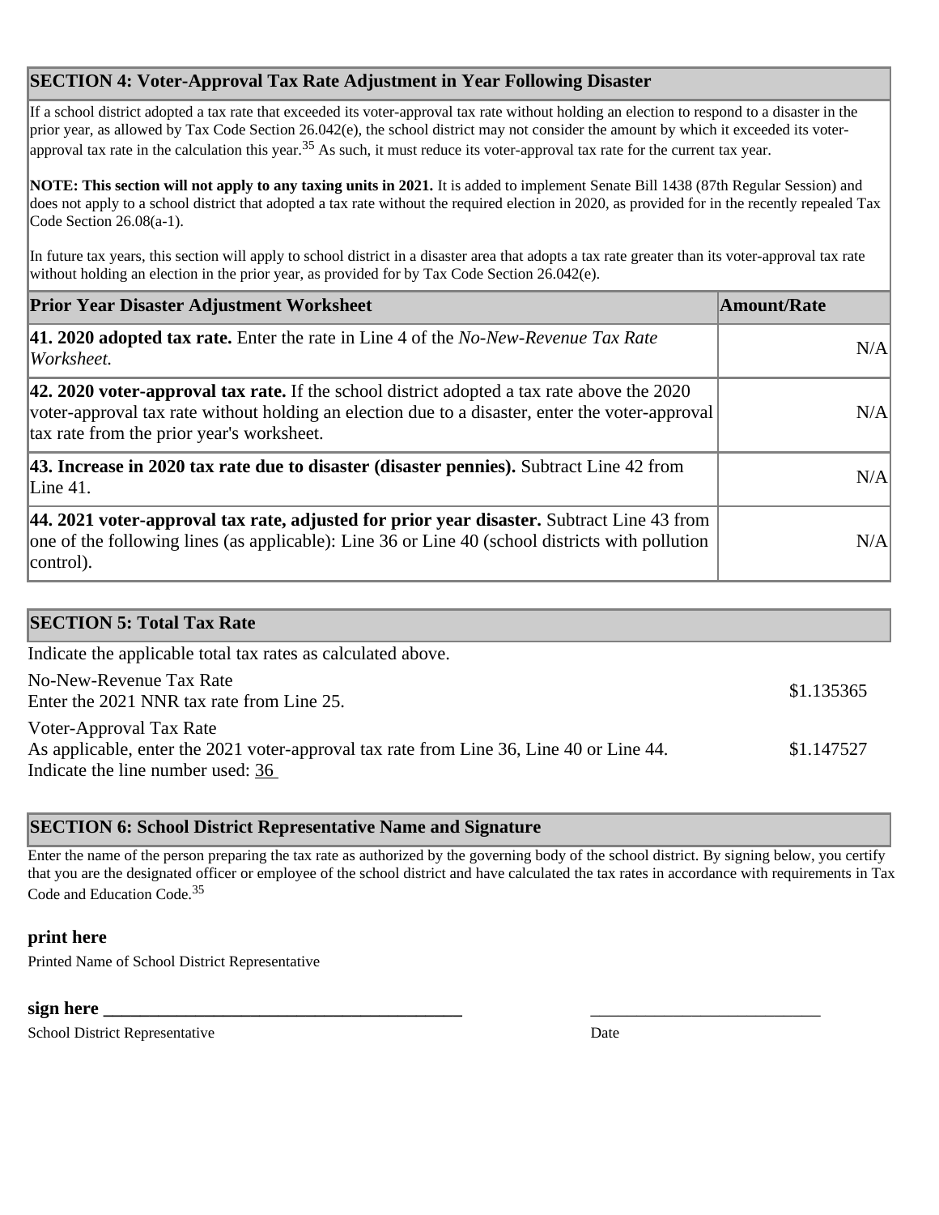## SECTION 4: Voter-Approval Tax Rate Adjustment in Year Following Disaster

If a school district adopted a tax rate that exceeded its voter-approval tax rate without holding an election to respond to a disaster in the prior year, as allowed by Tax Code Section 26.042(e), the school district may not consider the amount by which it exceeded its voter-approval tax rate in the calculation this year.[35] As such, it must reduce its voter-approval tax rate for the current tax year.

**NOTE: This section will not apply to any taxing units in 2021.** It is added to implement Senate Bill 1438 (87th Regular Session) and does not apply to a school district that adopted a tax rate without the required election in 2020, as provided for in the recently repealed Tax Code Section 26.08(a-1).

In future tax years, this section will apply to school district in a disaster area that adopts a tax rate greater than its voter-approval tax rate without holding an election in the prior year, as provided for by Tax Code Section 26.042(e).

| Prior Year Disaster Adjustment Worksheet | Amount/Rate |
|---|---|
| **41. 2020 adopted tax rate.** Enter the rate in Line 4 of the *No-New-Revenue Tax Rate Worksheet.* | N/A |
| **42. 2020 voter-approval tax rate.** If the school district adopted a tax rate above the 2020 voter-approval tax rate without holding an election due to a disaster, enter the voter-approval tax rate from the prior year's worksheet. | N/A |
| **43. Increase in 2020 tax rate due to disaster (disaster pennies).** Subtract Line 42 from Line 41. | N/A |
| **44. 2021 voter-approval tax rate, adjusted for prior year disaster.** Subtract Line 43 from one of the following lines (as applicable): Line 36 or Line 40 (school districts with pollution control). | N/A |

## SECTION 5: Total Tax Rate

Indicate the applicable total tax rates as calculated above.

| | |
|---|---|
| No-New-Revenue Tax Rate<br>Enter the 2021 NNR tax rate from Line 25. | $1.135365 |
| Voter-Approval Tax Rate<br>As applicable, enter the 2021 voter-approval tax rate from Line 36, Line 40 or Line 44.<br>Indicate the line number used: 36 | $1.147527 |

## SECTION 6: School District Representative Name and Signature

Enter the name of the person preparing the tax rate as authorized by the governing body of the school district. By signing below, you certify that you are the designated officer or employee of the school district and have calculated the tax rates in accordance with requirements in Tax Code and Education Code.[35]

**print here**

Printed Name of School District Representative

**sign here** _______________________________________ _________________________

School District Representative Date